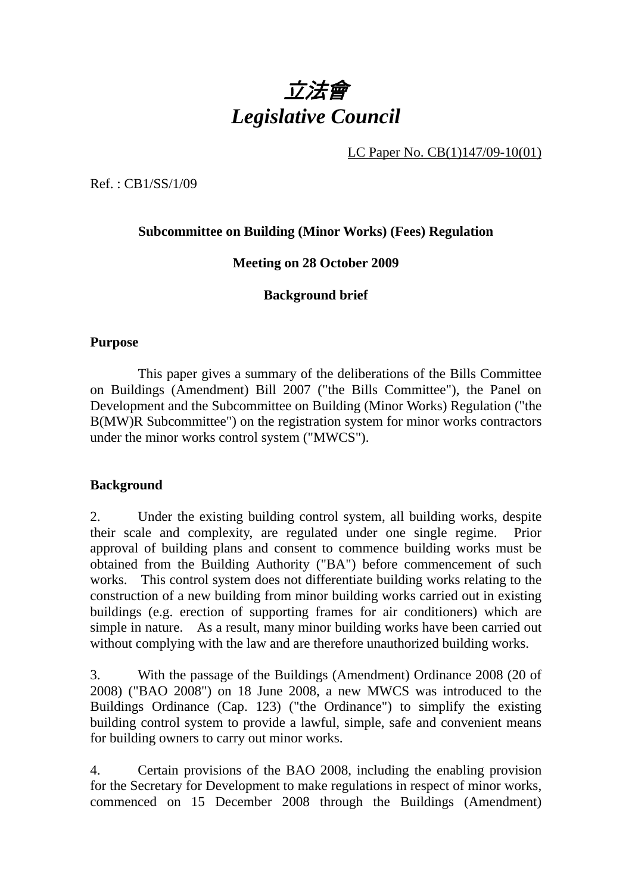# *立法會*
# *Legislative Council*

LC Paper No. CB(1)147/09-10(01)

Ref. : CB1/SS/1/09

**Subcommittee on Building (Minor Works) (Fees) Regulation**

**Meeting on 28 October 2009**

**Background brief**

**Purpose**

This paper gives a summary of the deliberations of the Bills Committee on Buildings (Amendment) Bill 2007 ("the Bills Committee"), the Panel on Development and the Subcommittee on Building (Minor Works) Regulation ("the B(MW)R Subcommittee") on the registration system for minor works contractors under the minor works control system ("MWCS").

**Background**

2. Under the existing building control system, all building works, despite their scale and complexity, are regulated under one single regime. Prior approval of building plans and consent to commence building works must be obtained from the Building Authority ("BA") before commencement of such works. This control system does not differentiate building works relating to the construction of a new building from minor building works carried out in existing buildings (e.g. erection of supporting frames for air conditioners) which are simple in nature. As a result, many minor building works have been carried out without complying with the law and are therefore unauthorized building works.

3. With the passage of the Buildings (Amendment) Ordinance 2008 (20 of 2008) ("BAO 2008") on 18 June 2008, a new MWCS was introduced to the Buildings Ordinance (Cap. 123) ("the Ordinance") to simplify the existing building control system to provide a lawful, simple, safe and convenient means for building owners to carry out minor works.

4. Certain provisions of the BAO 2008, including the enabling provision for the Secretary for Development to make regulations in respect of minor works, commenced on 15 December 2008 through the Buildings (Amendment)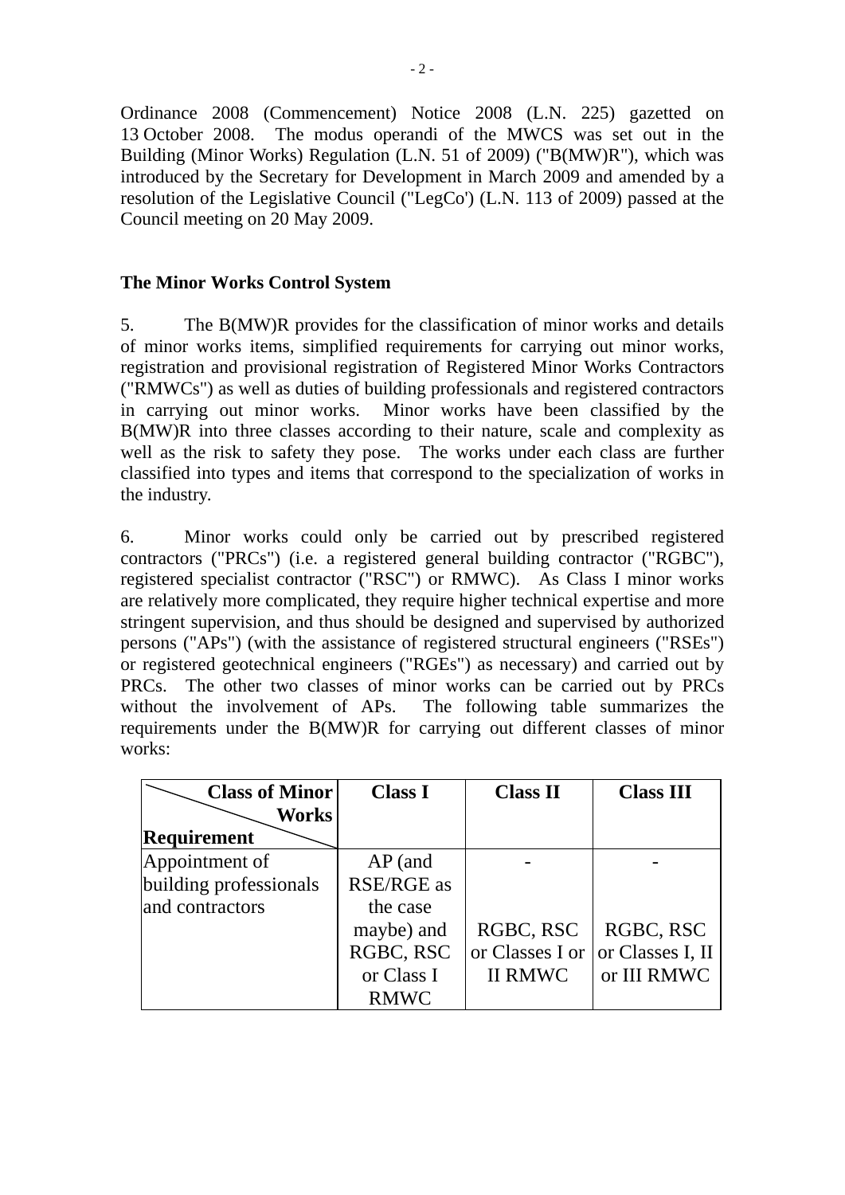Ordinance 2008 (Commencement) Notice 2008 (L.N. 225) gazetted on 13 October 2008. The modus operandi of the MWCS was set out in the Building (Minor Works) Regulation (L.N. 51 of 2009) ("B(MW)R"), which was introduced by the Secretary for Development in March 2009 and amended by a resolution of the Legislative Council ("LegCo') (L.N. 113 of 2009) passed at the Council meeting on 20 May 2009.

**The Minor Works Control System**

5. The B(MW)R provides for the classification of minor works and details of minor works items, simplified requirements for carrying out minor works, registration and provisional registration of Registered Minor Works Contractors ("RMWCs") as well as duties of building professionals and registered contractors in carrying out minor works. Minor works have been classified by the B(MW)R into three classes according to their nature, scale and complexity as well as the risk to safety they pose. The works under each class are further classified into types and items that correspond to the specialization of works in the industry.

6. Minor works could only be carried out by prescribed registered contractors ("PRCs") (i.e. a registered general building contractor ("RGBC"), registered specialist contractor ("RSC") or RMWC). As Class I minor works are relatively more complicated, they require higher technical expertise and more stringent supervision, and thus should be designed and supervised by authorized persons ("APs") (with the assistance of registered structural engineers ("RSEs") or registered geotechnical engineers ("RGEs") as necessary) and carried out by PRCs. The other two classes of minor works can be carried out by PRCs without the involvement of APs. The following table summarizes the requirements under the B(MW)R for carrying out different classes of minor works:

| Class of Minor Works / Requirement | Class I | Class II | Class III |
|---|---|---|---|
| Appointment of building professionals and contractors | AP (and RSE/RGE as the case maybe) and RGBC, RSC or Class I RMWC | - RGBC, RSC or Classes I or II RMWC | - RGBC, RSC or Classes I, II or III RMWC |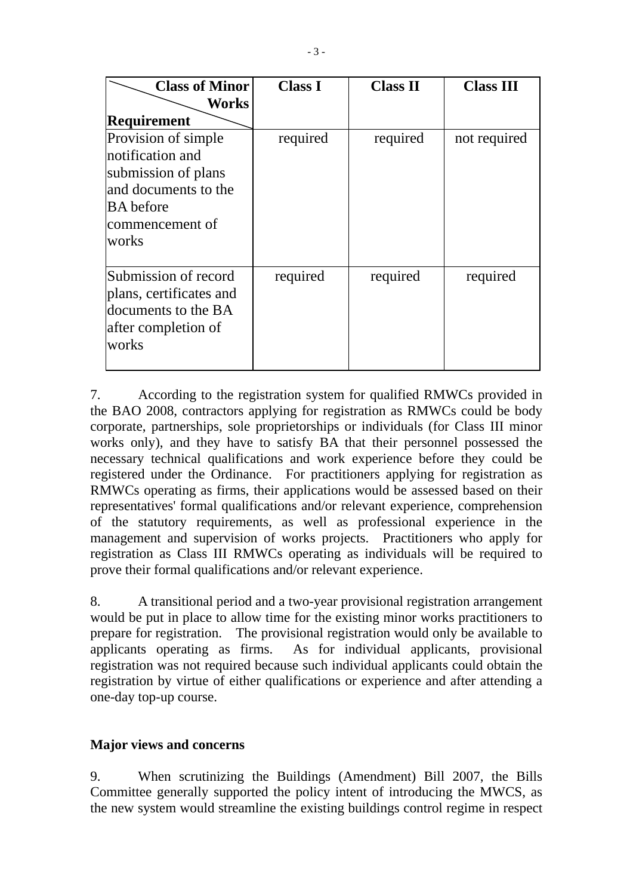| Requirement \ Class of Minor Works | Class I | Class II | Class III |
|---|---|---|---|
| Provision of simple notification and submission of plans and documents to the BA before commencement of works | required | required | not required |
| Submission of record plans, certificates and documents to the BA after completion of works | required | required | required |

7. According to the registration system for qualified RMWCs provided in the BAO 2008, contractors applying for registration as RMWCs could be body corporate, partnerships, sole proprietorships or individuals (for Class III minor works only), and they have to satisfy BA that their personnel possessed the necessary technical qualifications and work experience before they could be registered under the Ordinance. For practitioners applying for registration as RMWCs operating as firms, their applications would be assessed based on their representatives' formal qualifications and/or relevant experience, comprehension of the statutory requirements, as well as professional experience in the management and supervision of works projects. Practitioners who apply for registration as Class III RMWCs operating as individuals will be required to prove their formal qualifications and/or relevant experience.

8. A transitional period and a two-year provisional registration arrangement would be put in place to allow time for the existing minor works practitioners to prepare for registration. The provisional registration would only be available to applicants operating as firms. As for individual applicants, provisional registration was not required because such individual applicants could obtain the registration by virtue of either qualifications or experience and after attending a one-day top-up course.

**Major views and concerns**

9. When scrutinizing the Buildings (Amendment) Bill 2007, the Bills Committee generally supported the policy intent of introducing the MWCS, as the new system would streamline the existing buildings control regime in respect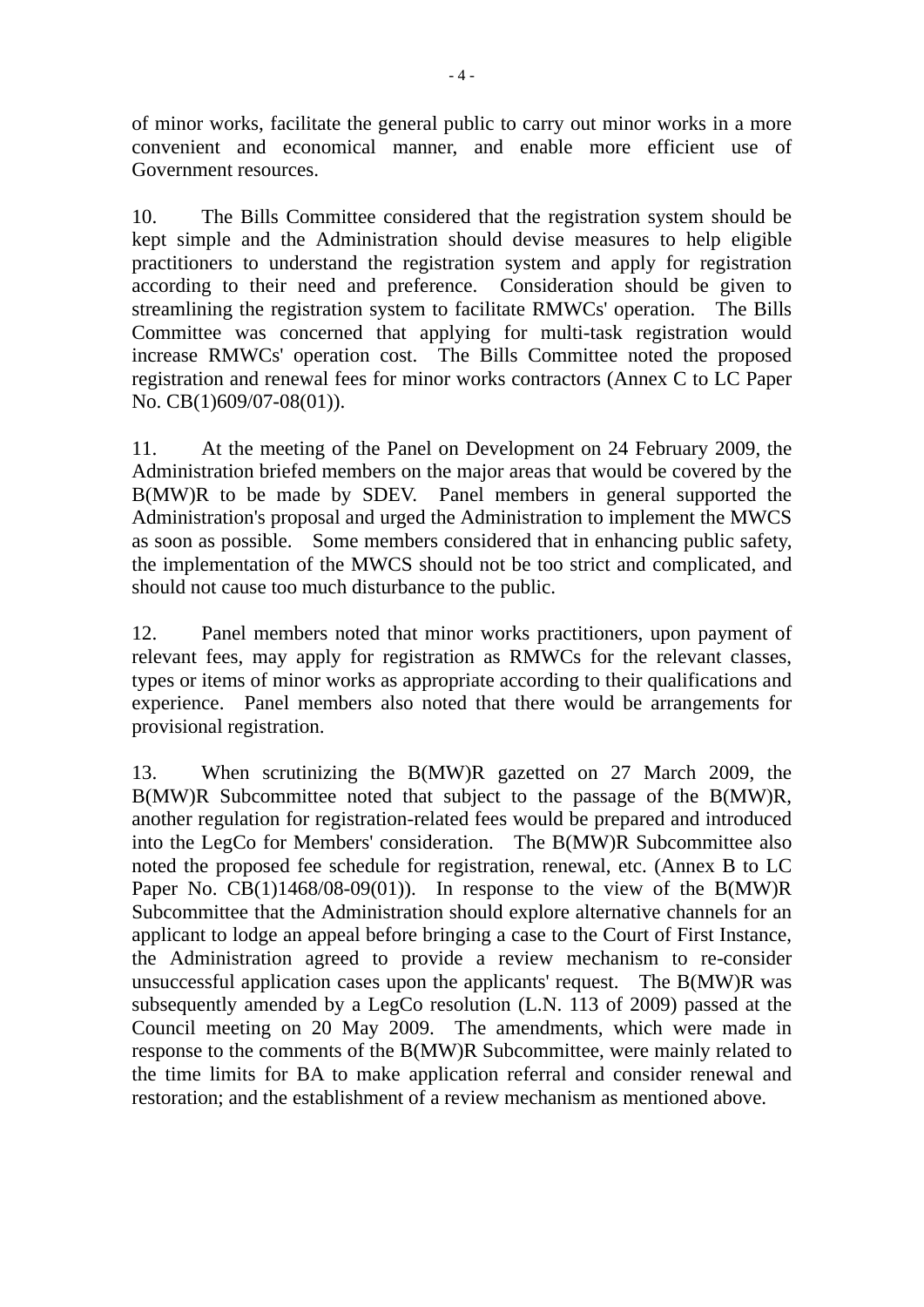of minor works, facilitate the general public to carry out minor works in a more convenient and economical manner, and enable more efficient use of Government resources.

10. The Bills Committee considered that the registration system should be kept simple and the Administration should devise measures to help eligible practitioners to understand the registration system and apply for registration according to their need and preference. Consideration should be given to streamlining the registration system to facilitate RMWCs' operation. The Bills Committee was concerned that applying for multi-task registration would increase RMWCs' operation cost. The Bills Committee noted the proposed registration and renewal fees for minor works contractors (Annex C to LC Paper No. CB(1)609/07-08(01)).

11. At the meeting of the Panel on Development on 24 February 2009, the Administration briefed members on the major areas that would be covered by the B(MW)R to be made by SDEV. Panel members in general supported the Administration's proposal and urged the Administration to implement the MWCS as soon as possible. Some members considered that in enhancing public safety, the implementation of the MWCS should not be too strict and complicated, and should not cause too much disturbance to the public.

12. Panel members noted that minor works practitioners, upon payment of relevant fees, may apply for registration as RMWCs for the relevant classes, types or items of minor works as appropriate according to their qualifications and experience. Panel members also noted that there would be arrangements for provisional registration.

13. When scrutinizing the B(MW)R gazetted on 27 March 2009, the B(MW)R Subcommittee noted that subject to the passage of the B(MW)R, another regulation for registration-related fees would be prepared and introduced into the LegCo for Members' consideration. The B(MW)R Subcommittee also noted the proposed fee schedule for registration, renewal, etc. (Annex B to LC Paper No. CB(1)1468/08-09(01)). In response to the view of the B(MW)R Subcommittee that the Administration should explore alternative channels for an applicant to lodge an appeal before bringing a case to the Court of First Instance, the Administration agreed to provide a review mechanism to re-consider unsuccessful application cases upon the applicants' request. The B(MW)R was subsequently amended by a LegCo resolution (L.N. 113 of 2009) passed at the Council meeting on 20 May 2009. The amendments, which were made in response to the comments of the B(MW)R Subcommittee, were mainly related to the time limits for BA to make application referral and consider renewal and restoration; and the establishment of a review mechanism as mentioned above.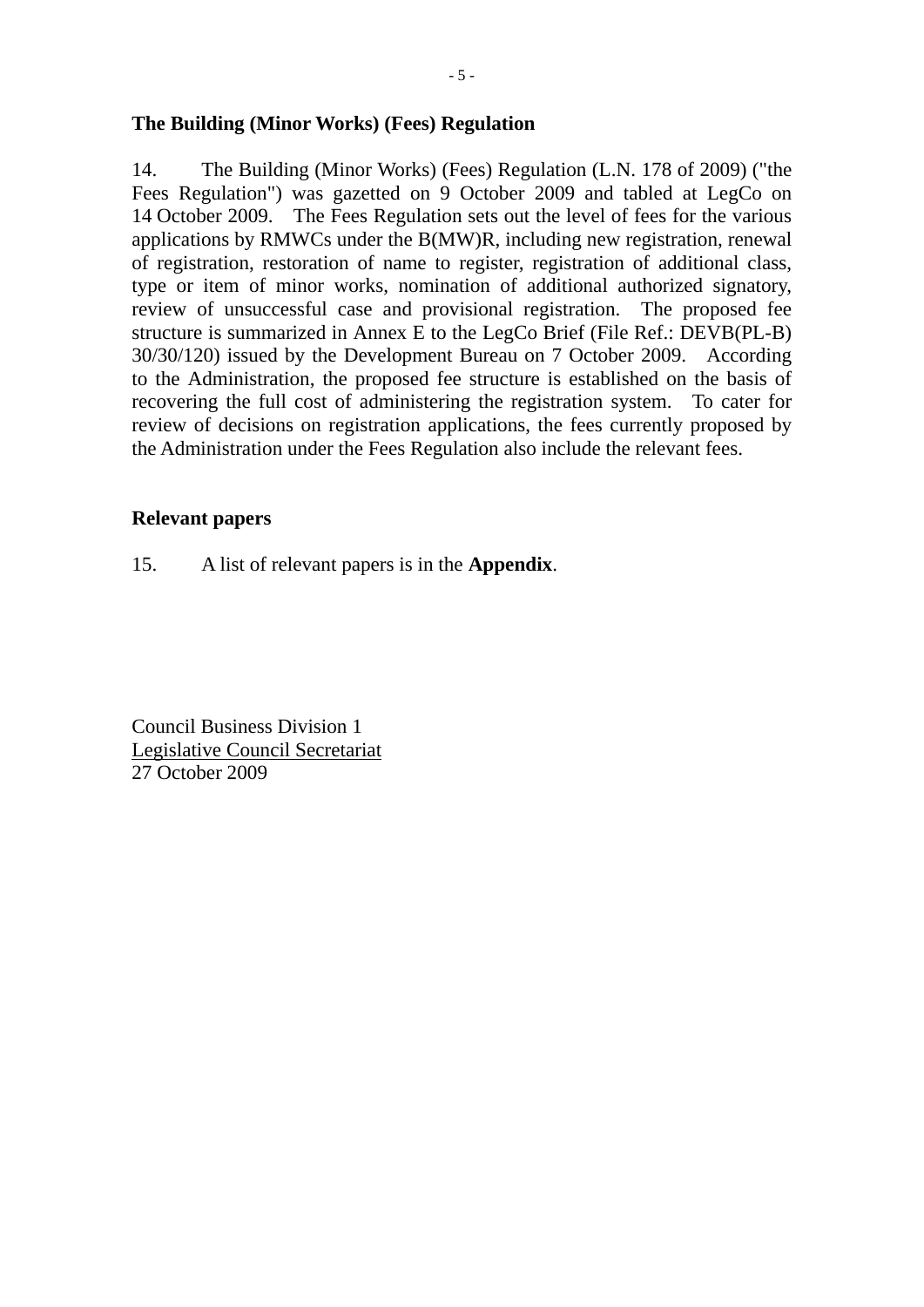**The Building (Minor Works) (Fees) Regulation**

14. The Building (Minor Works) (Fees) Regulation (L.N. 178 of 2009) ("the Fees Regulation") was gazetted on 9 October 2009 and tabled at LegCo on 14 October 2009. The Fees Regulation sets out the level of fees for the various applications by RMWCs under the B(MW)R, including new registration, renewal of registration, restoration of name to register, registration of additional class, type or item of minor works, nomination of additional authorized signatory, review of unsuccessful case and provisional registration. The proposed fee structure is summarized in Annex E to the LegCo Brief (File Ref.: DEVB(PL-B) 30/30/120) issued by the Development Bureau on 7 October 2009. According to the Administration, the proposed fee structure is established on the basis of recovering the full cost of administering the registration system. To cater for review of decisions on registration applications, the fees currently proposed by the Administration under the Fees Regulation also include the relevant fees.

**Relevant papers**

15. A list of relevant papers is in the **Appendix**.

Council Business Division 1
Legislative Council Secretariat
27 October 2009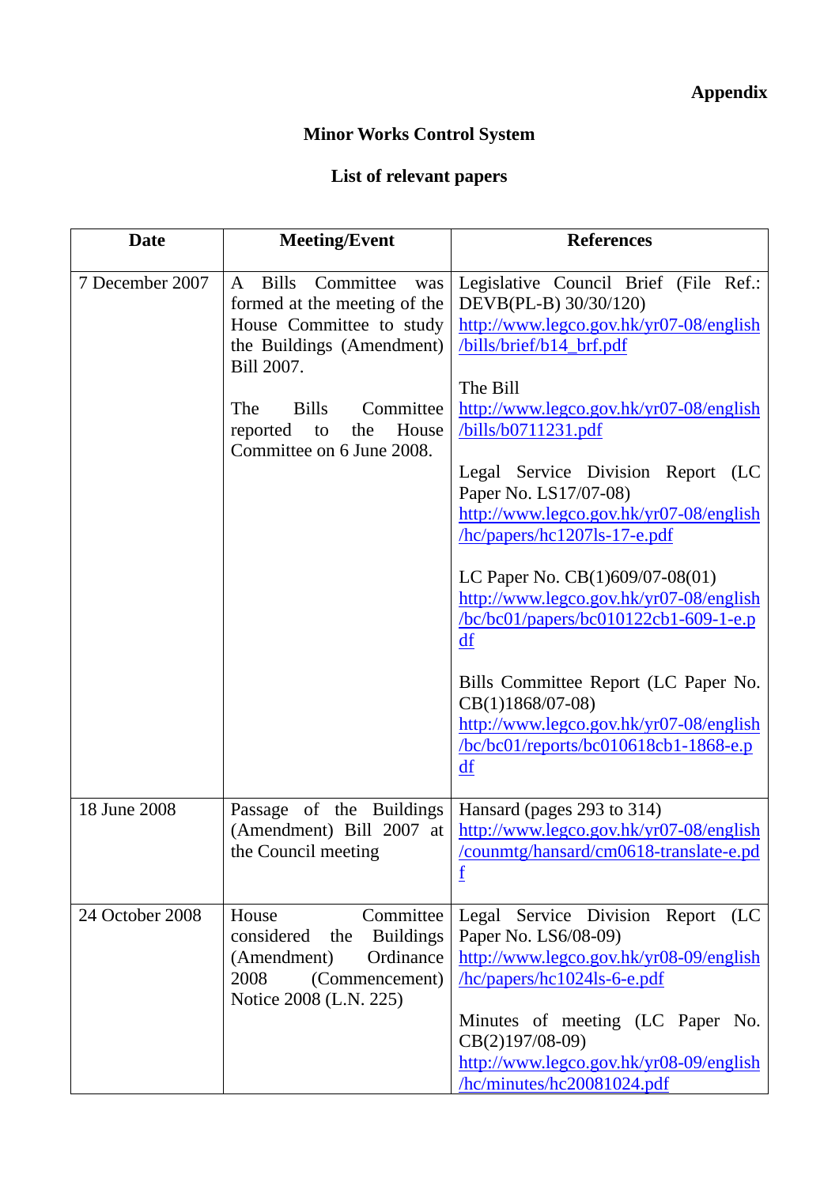**Appendix**

**Minor Works Control System**

**List of relevant papers**

| Date | Meeting/Event | References |
|---|---|---|
| 7 December 2007 | A Bills Committee was formed at the meeting of the House Committee to study the Buildings (Amendment) Bill 2007.<br><br>The Bills Committee reported to the House Committee on 6 June 2008. | Legislative Council Brief (File Ref.: DEVB(PL-B) 30/30/120)<br>http://www.legco.gov.hk/yr07-08/english/bills/brief/b14_brf.pdf<br><br>The Bill<br>http://www.legco.gov.hk/yr07-08/english/bills/b0711231.pdf<br><br>Legal Service Division Report (LC Paper No. LS17/07-08)<br>http://www.legco.gov.hk/yr07-08/english/hc/papers/hc1207ls-17-e.pdf<br><br>LC Paper No. CB(1)609/07-08(01)<br>http://www.legco.gov.hk/yr07-08/english/bc/bc01/papers/bc010122cb1-609-1-e.pdf<br><br>Bills Committee Report (LC Paper No. CB(1)1868/07-08)<br>http://www.legco.gov.hk/yr07-08/english/bc/bc01/reports/bc010618cb1-1868-e.pdf |
| 18 June 2008 | Passage of the Buildings (Amendment) Bill 2007 at the Council meeting | Hansard (pages 293 to 314)<br>http://www.legco.gov.hk/yr07-08/english/counmtg/hansard/cm0618-translate-e.pdf |
| 24 October 2008 | House Committee considered the Buildings (Amendment) Ordinance 2008 (Commencement) Notice 2008 (L.N. 225) | Legal Service Division Report (LC Paper No. LS6/08-09)<br>http://www.legco.gov.hk/yr08-09/english/hc/papers/hc1024ls-6-e.pdf<br><br>Minutes of meeting (LC Paper No. CB(2)197/08-09)<br>http://www.legco.gov.hk/yr08-09/english/hc/minutes/hc20081024.pdf |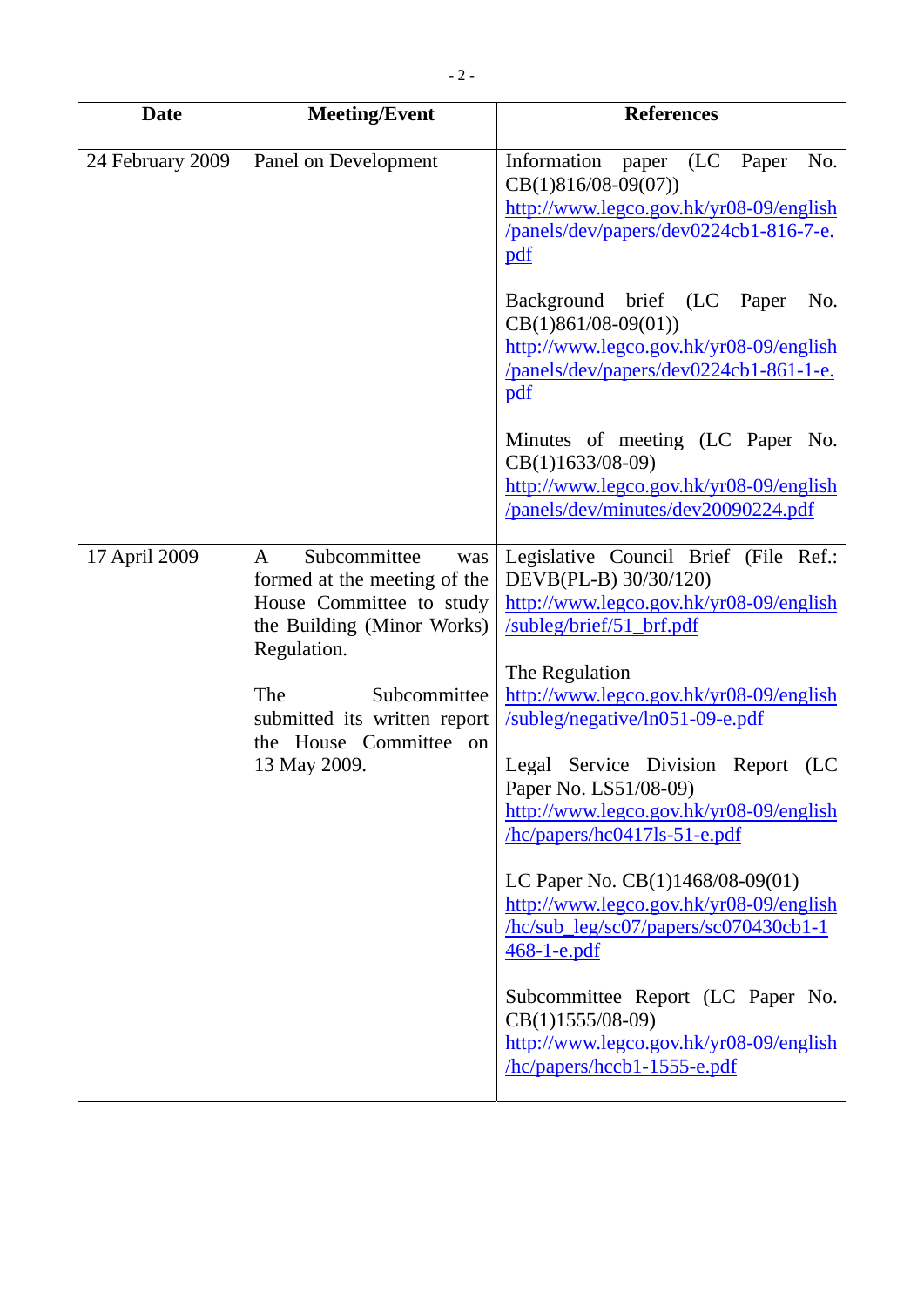| Date | Meeting/Event | References |
|---|---|---|
| 24 February 2009 | Panel on Development | Information paper (LC Paper No. CB(1)816/08-09(07)) http://www.legco.gov.hk/yr08-09/english/panels/dev/papers/dev0224cb1-816-7-e.pdf<br><br>Background brief (LC Paper No. CB(1)861/08-09(01)) http://www.legco.gov.hk/yr08-09/english/panels/dev/papers/dev0224cb1-861-1-e.pdf<br><br>Minutes of meeting (LC Paper No. CB(1)1633/08-09) http://www.legco.gov.hk/yr08-09/english/panels/dev/minutes/dev20090224.pdf |
| 17 April 2009 | A Subcommittee was formed at the meeting of the House Committee to study the Building (Minor Works) Regulation.<br><br>The Subcommittee submitted its written report the House Committee on 13 May 2009. | Legislative Council Brief (File Ref.: DEVB(PL-B) 30/30/120) http://www.legco.gov.hk/yr08-09/english/subleg/brief/51_brf.pdf<br><br>The Regulation http://www.legco.gov.hk/yr08-09/english/subleg/negative/ln051-09-e.pdf<br><br>Legal Service Division Report (LC Paper No. LS51/08-09) http://www.legco.gov.hk/yr08-09/english/hc/papers/hc0417ls-51-e.pdf<br><br>LC Paper No. CB(1)1468/08-09(01) http://www.legco.gov.hk/yr08-09/english/hc/sub_leg/sc07/papers/sc070430cb1-1468-1-e.pdf<br><br>Subcommittee Report (LC Paper No. CB(1)1555/08-09) http://www.legco.gov.hk/yr08-09/english/hc/papers/hccb1-1555-e.pdf |